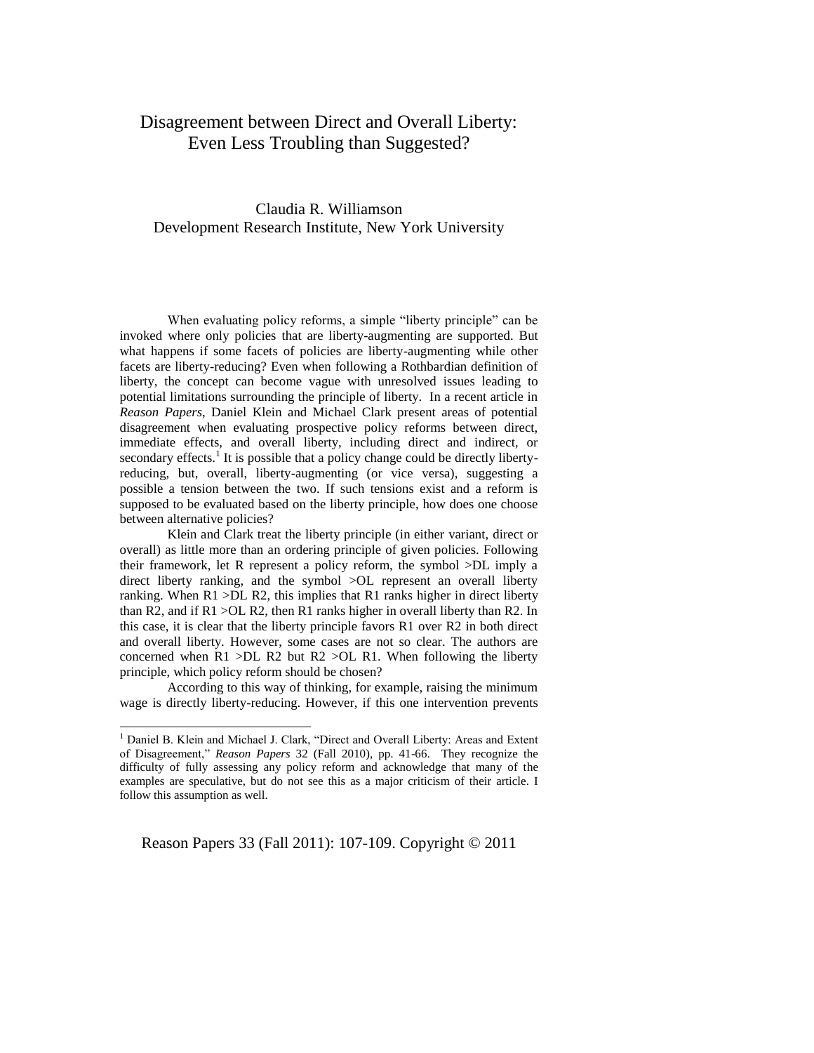# Disagreement between Direct and Overall Liberty: Even Less Troubling than Suggested?

Claudia R. Williamson
Development Research Institute, New York University

When evaluating policy reforms, a simple "liberty principle" can be invoked where only policies that are liberty-augmenting are supported. But what happens if some facets of policies are liberty-augmenting while other facets are liberty-reducing? Even when following a Rothbardian definition of liberty, the concept can become vague with unresolved issues leading to potential limitations surrounding the principle of liberty. In a recent article in *Reason Papers*, Daniel Klein and Michael Clark present areas of potential disagreement when evaluating prospective policy reforms between direct, immediate effects, and overall liberty, including direct and indirect, or secondary effects.[1] It is possible that a policy change could be directly liberty-reducing, but, overall, liberty-augmenting (or vice versa), suggesting a possible a tension between the two. If such tensions exist and a reform is supposed to be evaluated based on the liberty principle, how does one choose between alternative policies?

Klein and Clark treat the liberty principle (in either variant, direct or overall) as little more than an ordering principle of given policies. Following their framework, let R represent a policy reform, the symbol >DL imply a direct liberty ranking, and the symbol >OL represent an overall liberty ranking. When R1 >DL R2, this implies that R1 ranks higher in direct liberty than R2, and if R1 >OL R2, then R1 ranks higher in overall liberty than R2. In this case, it is clear that the liberty principle favors R1 over R2 in both direct and overall liberty. However, some cases are not so clear. The authors are concerned when R1 >DL R2 but R2 >OL R1. When following the liberty principle, which policy reform should be chosen?

According to this way of thinking, for example, raising the minimum wage is directly liberty-reducing. However, if this one intervention prevents

[1] Daniel B. Klein and Michael J. Clark, "Direct and Overall Liberty: Areas and Extent of Disagreement," *Reason Papers* 32 (Fall 2010), pp. 41-66. They recognize the difficulty of fully assessing any policy reform and acknowledge that many of the examples are speculative, but do not see this as a major criticism of their article. I follow this assumption as well.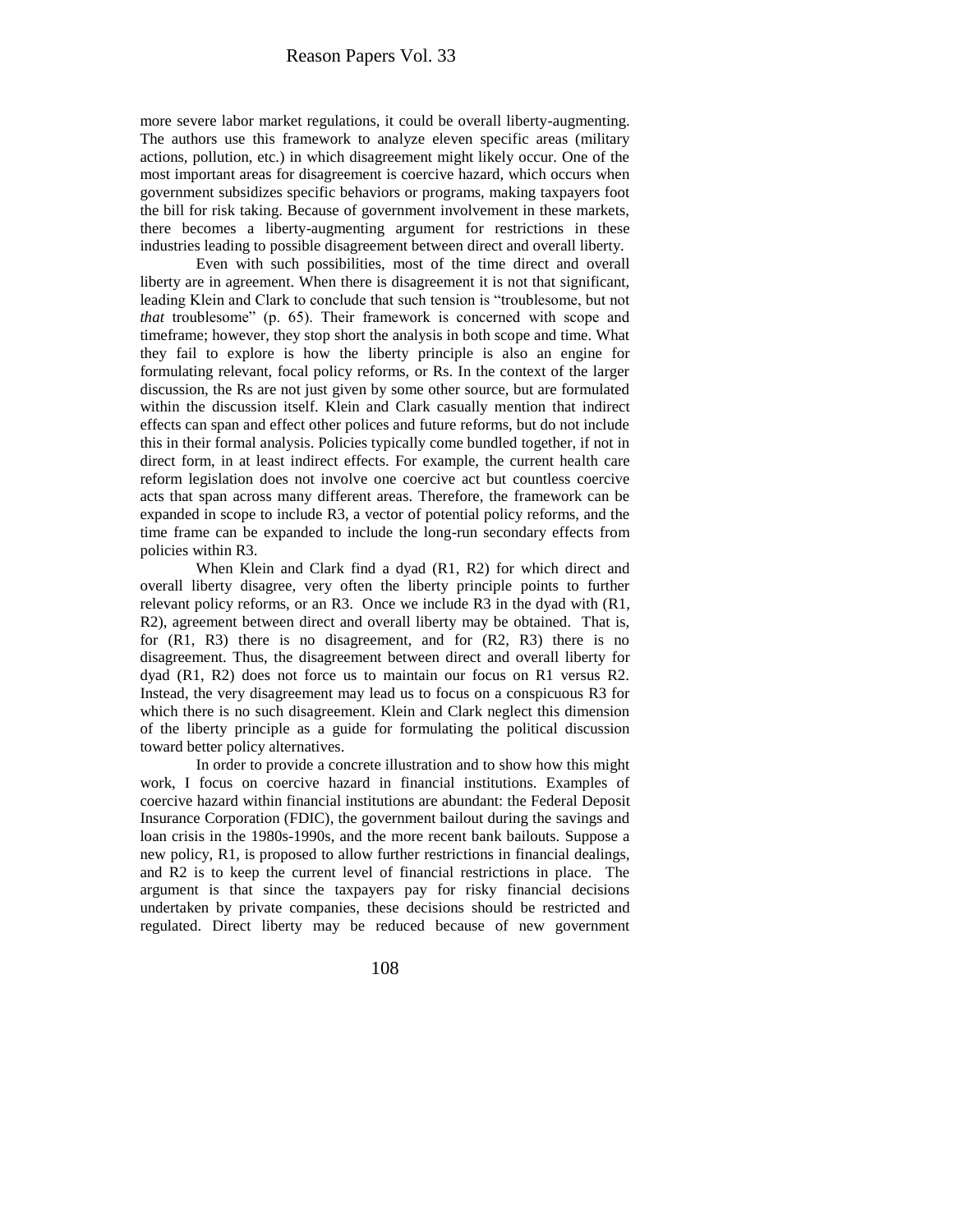more severe labor market regulations, it could be overall liberty-augmenting. The authors use this framework to analyze eleven specific areas (military actions, pollution, etc.) in which disagreement might likely occur. One of the most important areas for disagreement is coercive hazard, which occurs when government subsidizes specific behaviors or programs, making taxpayers foot the bill for risk taking. Because of government involvement in these markets, there becomes a liberty-augmenting argument for restrictions in these industries leading to possible disagreement between direct and overall liberty.

Even with such possibilities, most of the time direct and overall liberty are in agreement. When there is disagreement it is not that significant, leading Klein and Clark to conclude that such tension is "troublesome, but not *that* troublesome" (p. 65). Their framework is concerned with scope and timeframe; however, they stop short the analysis in both scope and time. What they fail to explore is how the liberty principle is also an engine for formulating relevant, focal policy reforms, or Rs. In the context of the larger discussion, the Rs are not just given by some other source, but are formulated within the discussion itself. Klein and Clark casually mention that indirect effects can span and effect other polices and future reforms, but do not include this in their formal analysis. Policies typically come bundled together, if not in direct form, in at least indirect effects. For example, the current health care reform legislation does not involve one coercive act but countless coercive acts that span across many different areas. Therefore, the framework can be expanded in scope to include R3, a vector of potential policy reforms, and the time frame can be expanded to include the long-run secondary effects from policies within R3.

When Klein and Clark find a dyad (R1, R2) for which direct and overall liberty disagree, very often the liberty principle points to further relevant policy reforms, or an R3. Once we include R3 in the dyad with (R1, R2), agreement between direct and overall liberty may be obtained. That is, for (R1, R3) there is no disagreement, and for (R2, R3) there is no disagreement. Thus, the disagreement between direct and overall liberty for dyad (R1, R2) does not force us to maintain our focus on R1 versus R2. Instead, the very disagreement may lead us to focus on a conspicuous R3 for which there is no such disagreement. Klein and Clark neglect this dimension of the liberty principle as a guide for formulating the political discussion toward better policy alternatives.

In order to provide a concrete illustration and to show how this might work, I focus on coercive hazard in financial institutions. Examples of coercive hazard within financial institutions are abundant: the Federal Deposit Insurance Corporation (FDIC), the government bailout during the savings and loan crisis in the 1980s-1990s, and the more recent bank bailouts. Suppose a new policy, R1, is proposed to allow further restrictions in financial dealings, and R2 is to keep the current level of financial restrictions in place. The argument is that since the taxpayers pay for risky financial decisions undertaken by private companies, these decisions should be restricted and regulated. Direct liberty may be reduced because of new government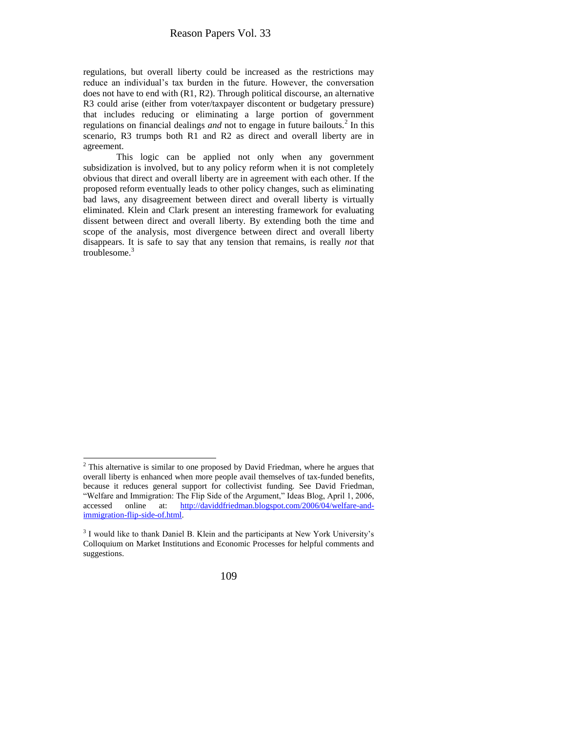regulations, but overall liberty could be increased as the restrictions may reduce an individual's tax burden in the future. However, the conversation does not have to end with (R1, R2). Through political discourse, an alternative R3 could arise (either from voter/taxpayer discontent or budgetary pressure) that includes reducing or eliminating a large portion of government regulations on financial dealings *and* not to engage in future bailouts.[2] In this scenario, R3 trumps both R1 and R2 as direct and overall liberty are in agreement.

This logic can be applied not only when any government subsidization is involved, but to any policy reform when it is not completely obvious that direct and overall liberty are in agreement with each other. If the proposed reform eventually leads to other policy changes, such as eliminating bad laws, any disagreement between direct and overall liberty is virtually eliminated. Klein and Clark present an interesting framework for evaluating dissent between direct and overall liberty. By extending both the time and scope of the analysis, most divergence between direct and overall liberty disappears. It is safe to say that any tension that remains, is really *not* that troublesome.[3]

---

[2] This alternative is similar to one proposed by David Friedman, where he argues that overall liberty is enhanced when more people avail themselves of tax-funded benefits, because it reduces general support for collectivist funding. See David Friedman, "Welfare and Immigration: The Flip Side of the Argument," Ideas Blog, April 1, 2006, accessed online at: [http://daviddfriedman.blogspot.com/2006/04/welfare-and-immigration-flip-side-of.html](http://daviddfriedman.blogspot.com/2006/04/welfare-and-immigration-flip-side-of.html).

[3] I would like to thank Daniel B. Klein and the participants at New York University's Colloquium on Market Institutions and Economic Processes for helpful comments and suggestions.